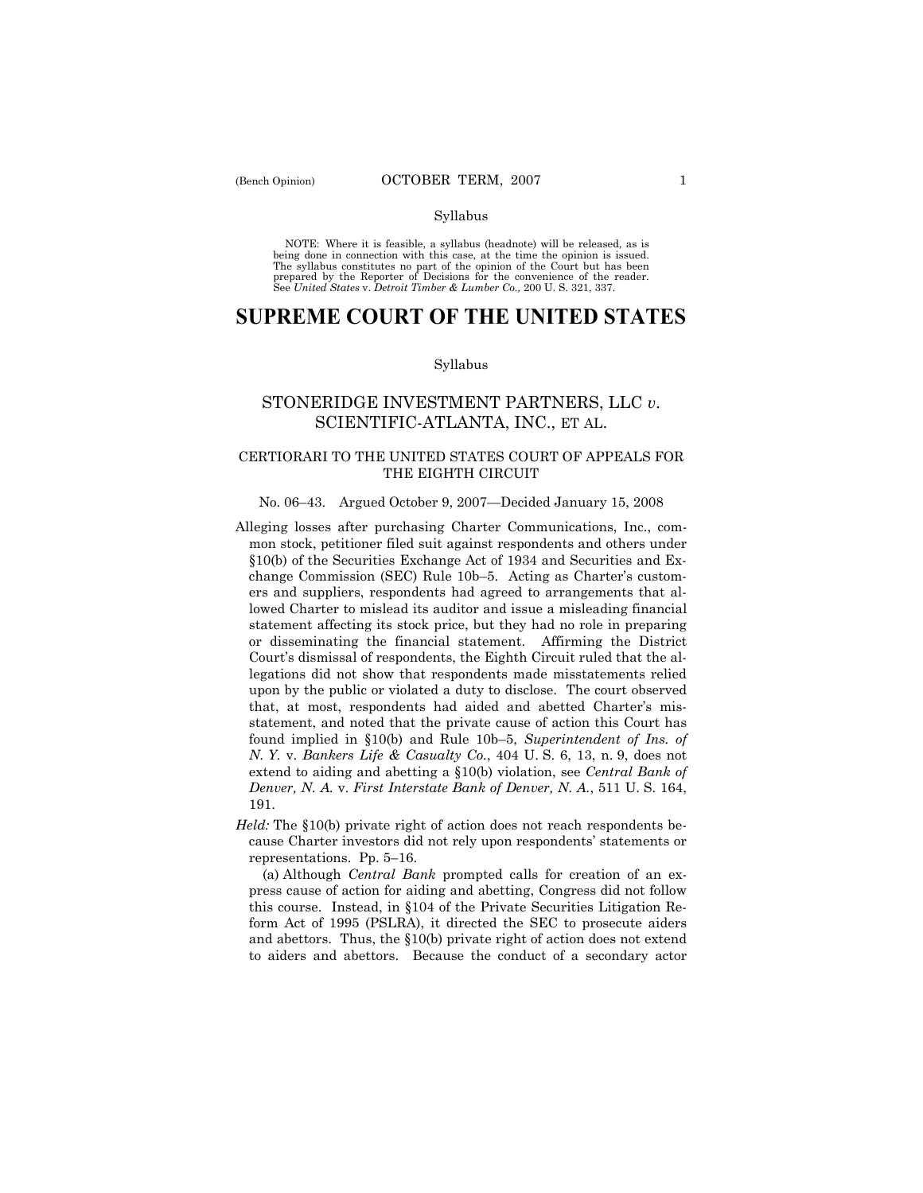Syllabus

NOTE: Where it is feasible, a syllabus (headnote) will be released, as is being done in connection with this case, at the time the opinion is issued. The syllabus constitutes no part of the opinion of the Court but has been prepared by the Reporter of Decisions for the convenience of the reader. See *United States* v. *Detroit Timber & Lumber Co.,* 200 U. S. 321, 337.

# SUPREME COURT OF THE UNITED STATES

Syllabus

## STONERIDGE INVESTMENT PARTNERS, LLC *v.* SCIENTIFIC-ATLANTA, INC., ET AL.

### CERTIORARI TO THE UNITED STATES COURT OF APPEALS FOR THE EIGHTH CIRCUIT

No. 06–43. Argued October 9, 2007—Decided January 15, 2008

Alleging losses after purchasing Charter Communications, Inc., common stock, petitioner filed suit against respondents and others under §10(b) of the Securities Exchange Act of 1934 and Securities and Exchange Commission (SEC) Rule 10b–5. Acting as Charter's customers and suppliers, respondents had agreed to arrangements that allowed Charter to mislead its auditor and issue a misleading financial statement affecting its stock price, but they had no role in preparing or disseminating the financial statement. Affirming the District Court's dismissal of respondents, the Eighth Circuit ruled that the allegations did not show that respondents made misstatements relied upon by the public or violated a duty to disclose. The court observed that, at most, respondents had aided and abetted Charter's misstatement, and noted that the private cause of action this Court has found implied in §10(b) and Rule 10b–5, *Superintendent of Ins. of N. Y.* v. *Bankers Life & Casualty Co.*, 404 U. S. 6, 13, n. 9, does not extend to aiding and abetting a §10(b) violation, see *Central Bank of Denver, N. A.* v. *First Interstate Bank of Denver, N. A.*, 511 U. S. 164, 191.

*Held:* The §10(b) private right of action does not reach respondents because Charter investors did not rely upon respondents' statements or representations. Pp. 5–16.

(a) Although *Central Bank* prompted calls for creation of an express cause of action for aiding and abetting, Congress did not follow this course. Instead, in §104 of the Private Securities Litigation Reform Act of 1995 (PSLRA), it directed the SEC to prosecute aiders and abettors. Thus, the §10(b) private right of action does not extend to aiders and abettors. Because the conduct of a secondary actor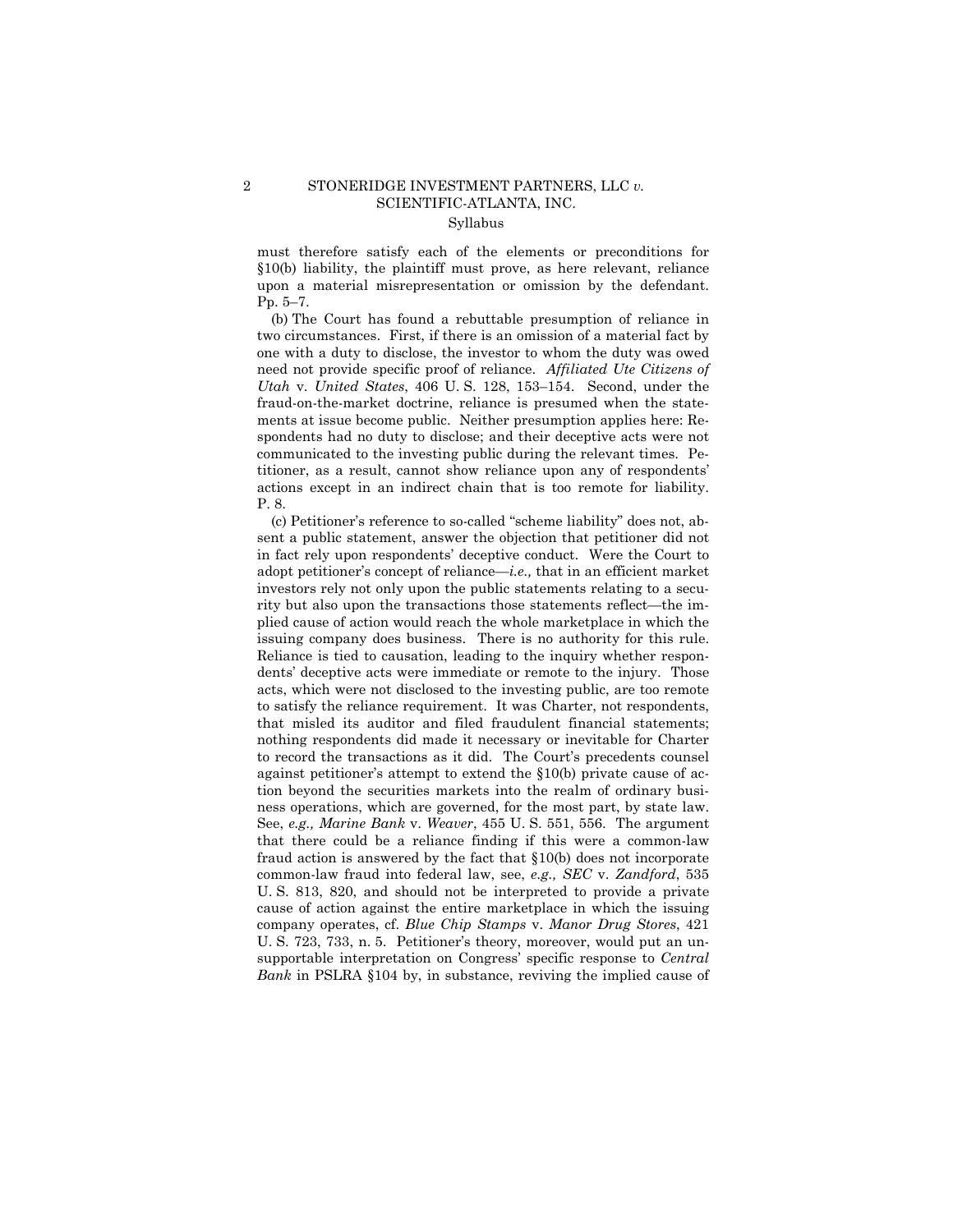must therefore satisfy each of the elements or preconditions for §10(b) liability, the plaintiff must prove, as here relevant, reliance upon a material misrepresentation or omission by the defendant. Pp. 5–7.

(b) The Court has found a rebuttable presumption of reliance in two circumstances. First, if there is an omission of a material fact by one with a duty to disclose, the investor to whom the duty was owed need not provide specific proof of reliance. *Affiliated Ute Citizens of Utah* v. *United States*, 406 U. S. 128, 153–154. Second, under the fraud-on-the-market doctrine, reliance is presumed when the statements at issue become public. Neither presumption applies here: Respondents had no duty to disclose; and their deceptive acts were not communicated to the investing public during the relevant times. Petitioner, as a result, cannot show reliance upon any of respondents' actions except in an indirect chain that is too remote for liability. P. 8.

(c) Petitioner's reference to so-called "scheme liability" does not, absent a public statement, answer the objection that petitioner did not in fact rely upon respondents' deceptive conduct. Were the Court to adopt petitioner's concept of reliance—*i.e.,* that in an efficient market investors rely not only upon the public statements relating to a security but also upon the transactions those statements reflect—the implied cause of action would reach the whole marketplace in which the issuing company does business. There is no authority for this rule. Reliance is tied to causation, leading to the inquiry whether respondents' deceptive acts were immediate or remote to the injury. Those acts, which were not disclosed to the investing public, are too remote to satisfy the reliance requirement. It was Charter, not respondents, that misled its auditor and filed fraudulent financial statements; nothing respondents did made it necessary or inevitable for Charter to record the transactions as it did. The Court's precedents counsel against petitioner's attempt to extend the §10(b) private cause of action beyond the securities markets into the realm of ordinary business operations, which are governed, for the most part, by state law. See, *e.g., Marine Bank* v. *Weaver*, 455 U. S. 551, 556. The argument that there could be a reliance finding if this were a common-law fraud action is answered by the fact that §10(b) does not incorporate common-law fraud into federal law, see, *e.g., SEC* v. *Zandford*, 535 U. S. 813, 820, and should not be interpreted to provide a private cause of action against the entire marketplace in which the issuing company operates, cf. *Blue Chip Stamps* v. *Manor Drug Stores*, 421 U. S. 723, 733, n. 5. Petitioner's theory, moreover, would put an unsupportable interpretation on Congress' specific response to *Central Bank* in PSLRA §104 by, in substance, reviving the implied cause of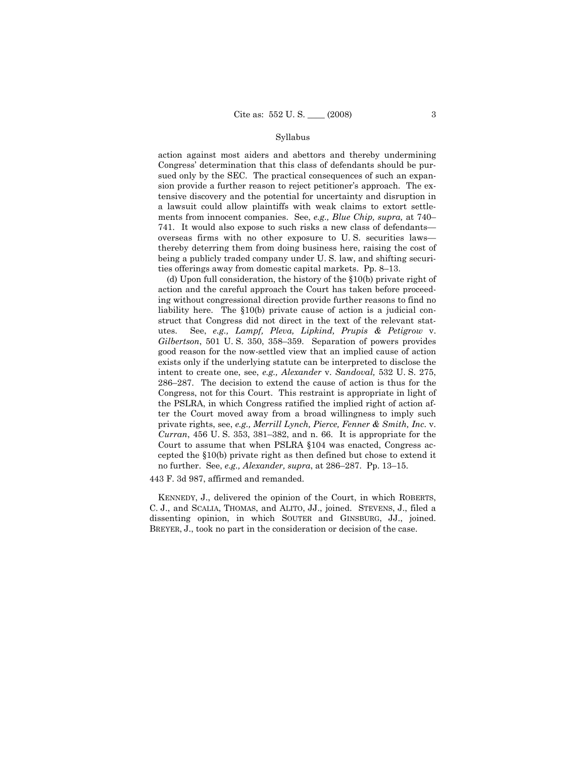action against most aiders and abettors and thereby undermining Congress' determination that this class of defendants should be pursued only by the SEC. The practical consequences of such an expansion provide a further reason to reject petitioner's approach. The extensive discovery and the potential for uncertainty and disruption in a lawsuit could allow plaintiffs with weak claims to extort settlements from innocent companies. See, *e.g., Blue Chip, supra,* at 740–741. It would also expose to such risks a new class of defendants—overseas firms with no other exposure to U. S. securities laws—thereby deterring them from doing business here, raising the cost of being a publicly traded company under U. S. law, and shifting securities offerings away from domestic capital markets. Pp. 8–13.

(d) Upon full consideration, the history of the §10(b) private right of action and the careful approach the Court has taken before proceeding without congressional direction provide further reasons to find no liability here. The §10(b) private cause of action is a judicial construct that Congress did not direct in the text of the relevant statutes. See, *e.g., Lampf, Pleva, Lipkind, Prupis & Petigrow* v. *Gilbertson*, 501 U. S. 350, 358–359. Separation of powers provides good reason for the now-settled view that an implied cause of action exists only if the underlying statute can be interpreted to disclose the intent to create one, see, *e.g., Alexander* v. *Sandoval,* 532 U. S. 275, 286–287. The decision to extend the cause of action is thus for the Congress, not for this Court. This restraint is appropriate in light of the PSLRA, in which Congress ratified the implied right of action after the Court moved away from a broad willingness to imply such private rights, see, *e.g., Merrill Lynch, Pierce, Fenner & Smith, Inc.* v. *Curran*, 456 U. S. 353, 381–382, and n. 66. It is appropriate for the Court to assume that when PSLRA §104 was enacted, Congress accepted the §10(b) private right as then defined but chose to extend it no further. See, *e.g., Alexander, supra*, at 286–287. Pp. 13–15.

443 F. 3d 987, affirmed and remanded.

KENNEDY, J., delivered the opinion of the Court, in which ROBERTS, C. J., and SCALIA, THOMAS, and ALITO, JJ., joined. STEVENS, J., filed a dissenting opinion, in which SOUTER and GINSBURG, JJ., joined. BREYER, J., took no part in the consideration or decision of the case.